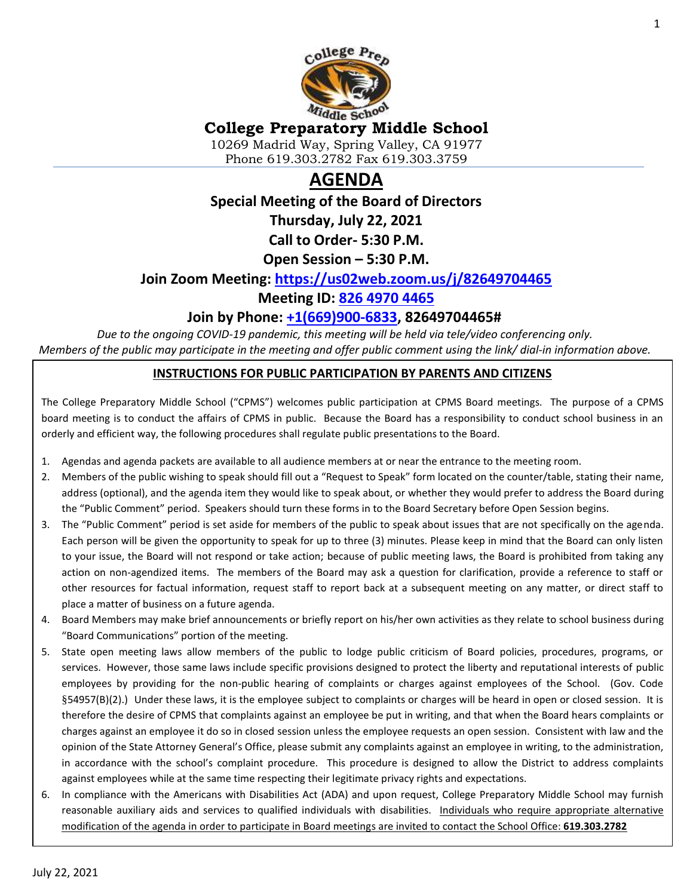# College Preparatory Middle School

10269 Madrid Way, Spring Valley, CA 91977
Phone 619.303.2782 Fax 619.303.3759

## AGENDA

**Special Meeting of the Board of Directors**

**Thursday, July 22, 2021**

**Call to Order- 5:30 P.M.**

**Open Session – 5:30 P.M.**

**Join Zoom Meeting: https://us02web.zoom.us/j/82649704465**

**Meeting ID: 826 4970 4465**

**Join by Phone: +1(669)900-6833, 82649704465#**

*Due to the ongoing COVID-19 pandemic, this meeting will be held via tele/video conferencing only.*
*Members of the public may participate in the meeting and offer public comment using the link/ dial-in information above.*

### INSTRUCTIONS FOR PUBLIC PARTICIPATION BY PARENTS AND CITIZENS

The College Preparatory Middle School ("CPMS") welcomes public participation at CPMS Board meetings. The purpose of a CPMS board meeting is to conduct the affairs of CPMS in public. Because the Board has a responsibility to conduct school business in an orderly and efficient way, the following procedures shall regulate public presentations to the Board.

1. Agendas and agenda packets are available to all audience members at or near the entrance to the meeting room.
2. Members of the public wishing to speak should fill out a "Request to Speak" form located on the counter/table, stating their name, address (optional), and the agenda item they would like to speak about, or whether they would prefer to address the Board during the "Public Comment" period. Speakers should turn these forms in to the Board Secretary before Open Session begins.
3. The "Public Comment" period is set aside for members of the public to speak about issues that are not specifically on the agenda. Each person will be given the opportunity to speak for up to three (3) minutes. Please keep in mind that the Board can only listen to your issue, the Board will not respond or take action; because of public meeting laws, the Board is prohibited from taking any action on non-agendized items. The members of the Board may ask a question for clarification, provide a reference to staff or other resources for factual information, request staff to report back at a subsequent meeting on any matter, or direct staff to place a matter of business on a future agenda.
4. Board Members may make brief announcements or briefly report on his/her own activities as they relate to school business during "Board Communications" portion of the meeting.
5. State open meeting laws allow members of the public to lodge public criticism of Board policies, procedures, programs, or services. However, those same laws include specific provisions designed to protect the liberty and reputational interests of public employees by providing for the non-public hearing of complaints or charges against employees of the School. (Gov. Code §54957(B)(2).) Under these laws, it is the employee subject to complaints or charges will be heard in open or closed session. It is therefore the desire of CPMS that complaints against an employee be put in writing, and that when the Board hears complaints or charges against an employee it do so in closed session unless the employee requests an open session. Consistent with law and the opinion of the State Attorney General's Office, please submit any complaints against an employee in writing, to the administration, in accordance with the school's complaint procedure. This procedure is designed to allow the District to address complaints against employees while at the same time respecting their legitimate privacy rights and expectations.
6. In compliance with the Americans with Disabilities Act (ADA) and upon request, College Preparatory Middle School may furnish reasonable auxiliary aids and services to qualified individuals with disabilities. Individuals who require appropriate alternative modification of the agenda in order to participate in Board meetings are invited to contact the School Office: **619.303.2782**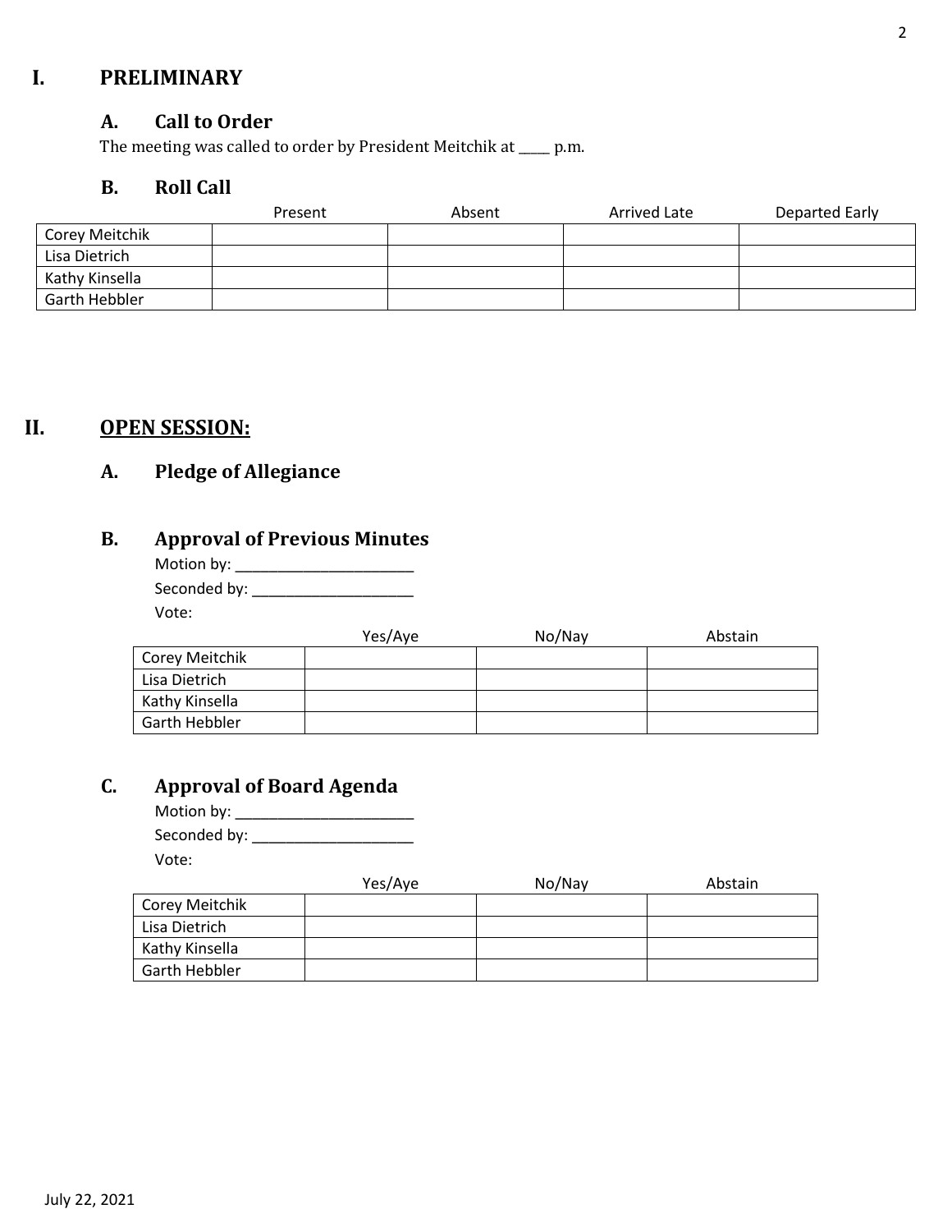# I. PRELIMINARY

## A. Call to Order

The meeting was called to order by President Meitchik at _____ p.m.

## B. Roll Call

| | Present | Absent | Arrived Late | Departed Early |
|---|---|---|---|---|
| Corey Meitchik | | | | |
| Lisa Dietrich | | | | |
| Kathy Kinsella | | | | |
| Garth Hebbler | | | | |

# II. OPEN SESSION:

## A. Pledge of Allegiance

## B. Approval of Previous Minutes

Motion by: ______________________

Seconded by: ____________________

Vote:

| | Yes/Aye | No/Nay | Abstain |
|---|---|---|---|
| Corey Meitchik | | | |
| Lisa Dietrich | | | |
| Kathy Kinsella | | | |
| Garth Hebbler | | | |

## C. Approval of Board Agenda

Motion by: ______________________

Seconded by: ____________________

Vote:

| | Yes/Aye | No/Nay | Abstain |
|---|---|---|---|
| Corey Meitchik | | | |
| Lisa Dietrich | | | |
| Kathy Kinsella | | | |
| Garth Hebbler | | | |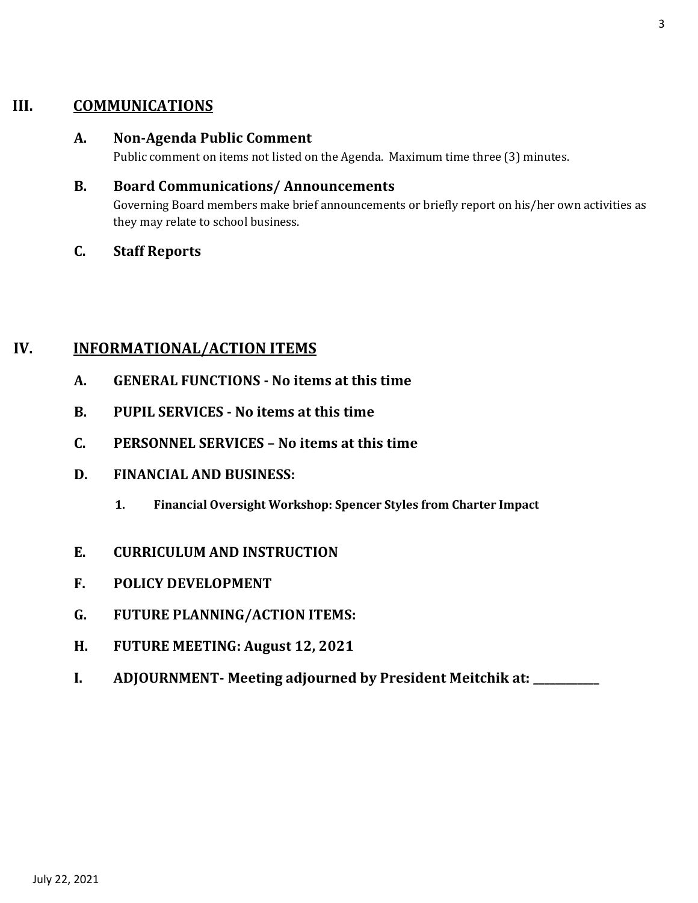## III. COMMUNICATIONS

### A. Non-Agenda Public Comment

Public comment on items not listed on the Agenda. Maximum time three (3) minutes.

### B. Board Communications/ Announcements

Governing Board members make brief announcements or briefly report on his/her own activities as they may relate to school business.

### C. Staff Reports

## IV. INFORMATIONAL/ACTION ITEMS

**A. GENERAL FUNCTIONS - No items at this time**

**B. PUPIL SERVICES - No items at this time**

**C. PERSONNEL SERVICES – No items at this time**

**D. FINANCIAL AND BUSINESS:**

1. **Financial Oversight Workshop: Spencer Styles from Charter Impact**

**E. CURRICULUM AND INSTRUCTION**

**F. POLICY DEVELOPMENT**

**G. FUTURE PLANNING/ACTION ITEMS:**

**H. FUTURE MEETING: August 12, 2021**

**I. ADJOURNMENT- Meeting adjourned by President Meitchik at: ___________**

July 22, 2021